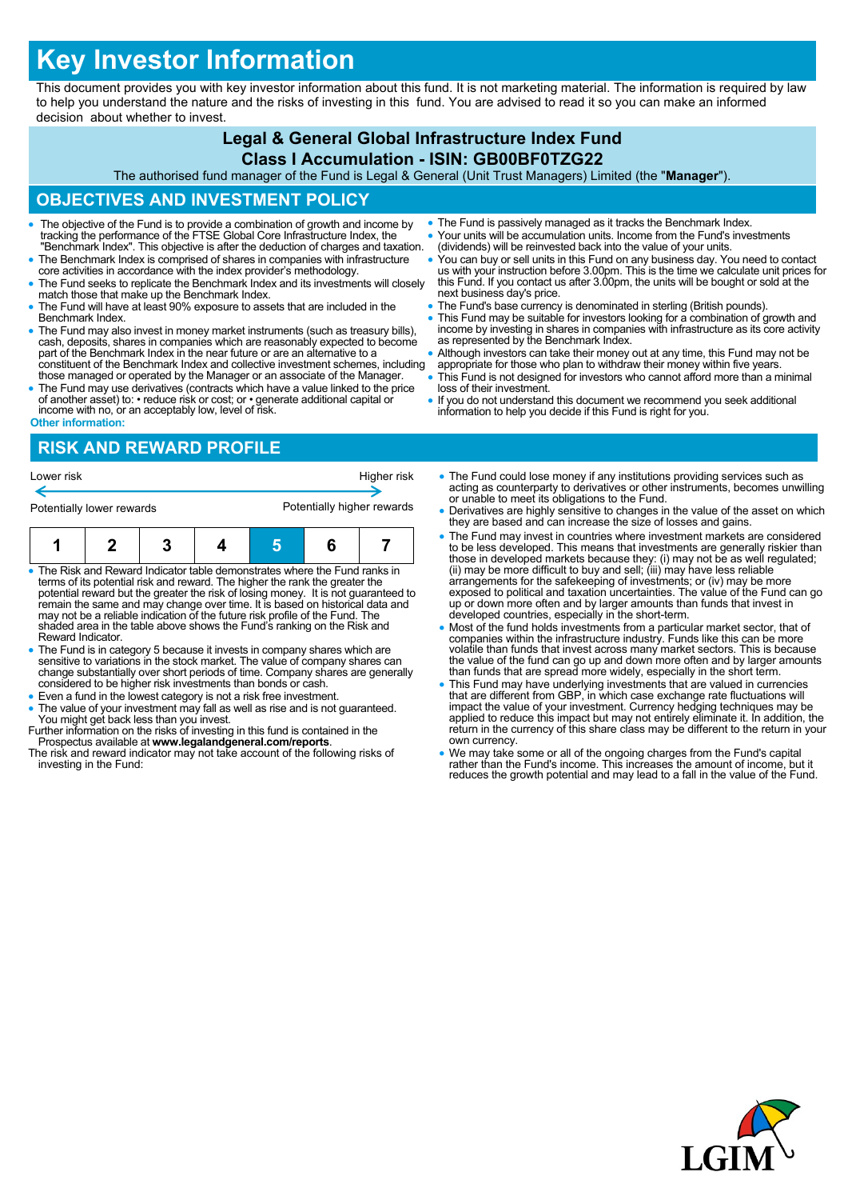# Key Investor Information

This document provides you with key investor information about this fund. It is not marketing material. The information is required by law to help you understand the nature and the risks of investing in this fund. You are advised to read it so you can make an informed decision about whether to invest.

**Legal & General Global Infrastructure Index Fund**

**Class I Accumulation - ISIN: GB00BF0TZG22**

The authorised fund manager of the Fund is Legal & General (Unit Trust Managers) Limited (the "**Manager**").

## OBJECTIVES AND INVESTMENT POLICY

- The objective of the Fund is to provide a combination of growth and income by tracking the performance of the FTSE Global Core Infrastructure Index, the "Benchmark Index". This objective is after the deduction of charges and taxation.
- The Benchmark Index is comprised of shares in companies with infrastructure core activities in accordance with the index provider's methodology.
- The Fund seeks to replicate the Benchmark Index and its investments will closely match those that make up the Benchmark Index.
- The Fund will have at least 90% exposure to assets that are included in the Benchmark Index.
- The Fund may also invest in money market instruments (such as treasury bills), cash, deposits, shares in companies which are reasonably expected to become part of the Benchmark Index in the near future or are an alternative to a constituent of the Benchmark Index and collective investment schemes, including those managed or operated by the Manager or an associate of the Manager.
- The Fund may use derivatives (contracts which have a value linked to the price of another asset) to: • reduce risk or cost; or • generate additional capital or income with no, or an acceptably low, level of risk.

**Other information:**

- The Fund is passively managed as it tracks the Benchmark Index.
- Your units will be accumulation units. Income from the Fund's investments (dividends) will be reinvested back into the value of your units.
- You can buy or sell units in this Fund on any business day. You need to contact us with your instruction before 3.00pm. This is the time we calculate unit prices for this Fund. If you contact us after 3.00pm, the units will be bought or sold at the next business day's price.
- The Fund's base currency is denominated in sterling (British pounds).
- This Fund may be suitable for investors looking for a combination of growth and income by investing in shares in companies with infrastructure as its core activity as represented by the Benchmark Index.
- Although investors can take their money out at any time, this Fund may not be appropriate for those who plan to withdraw their money within five years.
- This Fund is not designed for investors who cannot afford more than a minimal loss of their investment.
- If you do not understand this document we recommend you seek additional information to help you decide if this Fund is right for you.

## RISK AND REWARD PROFILE

| Lower risk | | | | | | Higher risk |
|---|---|---|---|---|---|---|
| Potentially lower rewards | | | | | | Potentially higher rewards |
| 1 | 2 | 3 | 4 | **5** | 6 | 7 |

- The Risk and Reward Indicator table demonstrates where the Fund ranks in terms of its potential risk and reward. The higher the rank the greater the potential reward but the greater the risk of losing money. It is not guaranteed to remain the same and may change over time. It is based on historical data and may not be a reliable indication of the future risk profile of the Fund. The shaded area in the table above shows the Fund's ranking on the Risk and Reward Indicator.
- The Fund is in category 5 because it invests in company shares which are sensitive to variations in the stock market. The value of company shares can change substantially over short periods of time. Company shares are generally considered to be higher risk investments than bonds or cash.
- Even a fund in the lowest category is not a risk free investment.
- The value of your investment may fall as well as rise and is not guaranteed. You might get back less than you invest.

Further information on the risks of investing in this fund is contained in the Prospectus available at **www.legalandgeneral.com/reports**.

The risk and reward indicator may not take account of the following risks of investing in the Fund:

- The Fund could lose money if any institutions providing services such as acting as counterparty to derivatives or other instruments, becomes unwilling or unable to meet its obligations to the Fund.
- Derivatives are highly sensitive to changes in the value of the asset on which they are based and can increase the size of losses and gains.
- The Fund may invest in countries where investment markets are considered to be less developed. This means that investments are generally riskier than those in developed markets because they: (i) may not be as well regulated; (ii) may be more difficult to buy and sell; (iii) may have less reliable arrangements for the safekeeping of investments; or (iv) may be more exposed to political and taxation uncertainties. The value of the Fund can go up or down more often and by larger amounts than funds that invest in developed countries, especially in the short-term.
- Most of the fund holds investments from a particular market sector, that of companies within the infrastructure industry. Funds like this can be more volatile than funds that invest across many market sectors. This is because the value of the fund can go up and down more often and by larger amounts than funds that are spread more widely, especially in the short term.
- This Fund may have underlying investments that are valued in currencies that are different from GBP, in which case exchange rate fluctuations will impact the value of your investment. Currency hedging techniques may be applied to reduce this impact but may not entirely eliminate it. In addition, the return in the currency of this share class may be different to the return in your own currency.
- We may take some or all of the ongoing charges from the Fund's capital rather than the Fund's income. This increases the amount of income, but it reduces the growth potential and may lead to a fall in the value of the Fund.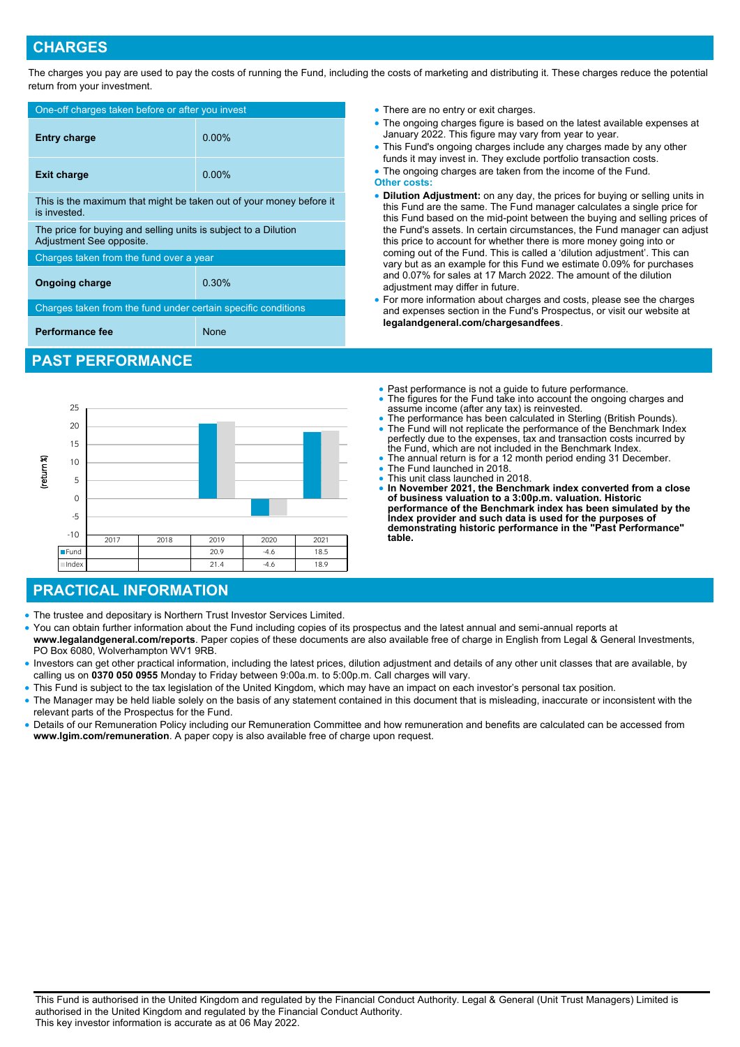## CHARGES

The charges you pay are used to pay the costs of running the Fund, including the costs of marketing and distributing it. These charges reduce the potential return from your investment.

| One-off charges taken before or after you invest | |
|---|---|
| **Entry charge** | 0.00% |
| **Exit charge** | 0.00% |
| This is the maximum that might be taken out of your money before it is invested. | |
| The price for buying and selling units is subject to a Dilution Adjustment See opposite. | |
| **Charges taken from the fund over a year** | |
| **Ongoing charge** | 0.30% |
| **Charges taken from the fund under certain specific conditions** | |
| **Performance fee** | None |

- There are no entry or exit charges.
- The ongoing charges figure is based on the latest available expenses at January 2022. This figure may vary from year to year.
- This Fund's ongoing charges include any charges made by any other funds it may invest in. They exclude portfolio transaction costs.
- The ongoing charges are taken from the income of the Fund.

**Other costs:**

- **Dilution Adjustment:** on any day, the prices for buying or selling units in this Fund are the same. The Fund manager calculates a single price for this Fund based on the mid-point between the buying and selling prices of the Fund's assets. In certain circumstances, the Fund manager can adjust this price to account for whether there is more money going into or coming out of the Fund. This is called a 'dilution adjustment'. This can vary but as an example for this Fund we estimate 0.09% for purchases and 0.07% for sales at 17 March 2022. The amount of the dilution adjustment may differ in future.
- For more information about charges and costs, please see the charges and expenses section in the Fund's Prospectus, or visit our website at **legalandgeneral.com/chargesandfees**.

## PAST PERFORMANCE

(return %)

25
20
15
10
5
0
-5
-10

| | 2017 | 2018 | 2019 | 2020 | 2021 |
|---|---|---|---|---|---|
| Fund | | | 20.9 | -4.6 | 18.5 |
| Index | | | 21.4 | -4.6 | 18.9 |

- Past performance is not a guide to future performance.
- The figures for the Fund take into account the ongoing charges and assume income (after any tax) is reinvested.
- The performance has been calculated in Sterling (British Pounds).
- The Fund will not replicate the performance of the Benchmark Index perfectly due to the expenses, tax and transaction costs incurred by the Fund, which are not included in the Benchmark Index.
- The annual return is for a 12 month period ending 31 December.
- The Fund launched in 2018.
- This unit class launched in 2018.
- **In November 2021, the Benchmark index converted from a close of business valuation to a 3:00p.m. valuation. Historic performance of the Benchmark index has been simulated by the Index provider and such data is used for the purposes of demonstrating historic performance in the "Past Performance" table.**

## PRACTICAL INFORMATION

- The trustee and depositary is Northern Trust Investor Services Limited.
- You can obtain further information about the Fund including copies of its prospectus and the latest annual and semi-annual reports at **www.legalandgeneral.com/reports**. Paper copies of these documents are also available free of charge in English from Legal & General Investments, PO Box 6080, Wolverhampton WV1 9RB.
- Investors can get other practical information, including the latest prices, dilution adjustment and details of any other unit classes that are available, by calling us on **0370 050 0955** Monday to Friday between 9:00a.m. to 5:00p.m. Call charges will vary.
- This Fund is subject to the tax legislation of the United Kingdom, which may have an impact on each investor's personal tax position.
- The Manager may be held liable solely on the basis of any statement contained in this document that is misleading, inaccurate or inconsistent with the relevant parts of the Prospectus for the Fund.
- Details of our Remuneration Policy including our Remuneration Committee and how remuneration and benefits are calculated can be accessed from **www.lgim.com/remuneration**. A paper copy is also available free of charge upon request.

This Fund is authorised in the United Kingdom and regulated by the Financial Conduct Authority. Legal & General (Unit Trust Managers) Limited is authorised in the United Kingdom and regulated by the Financial Conduct Authority.
This key investor information is accurate as at 06 May 2022.